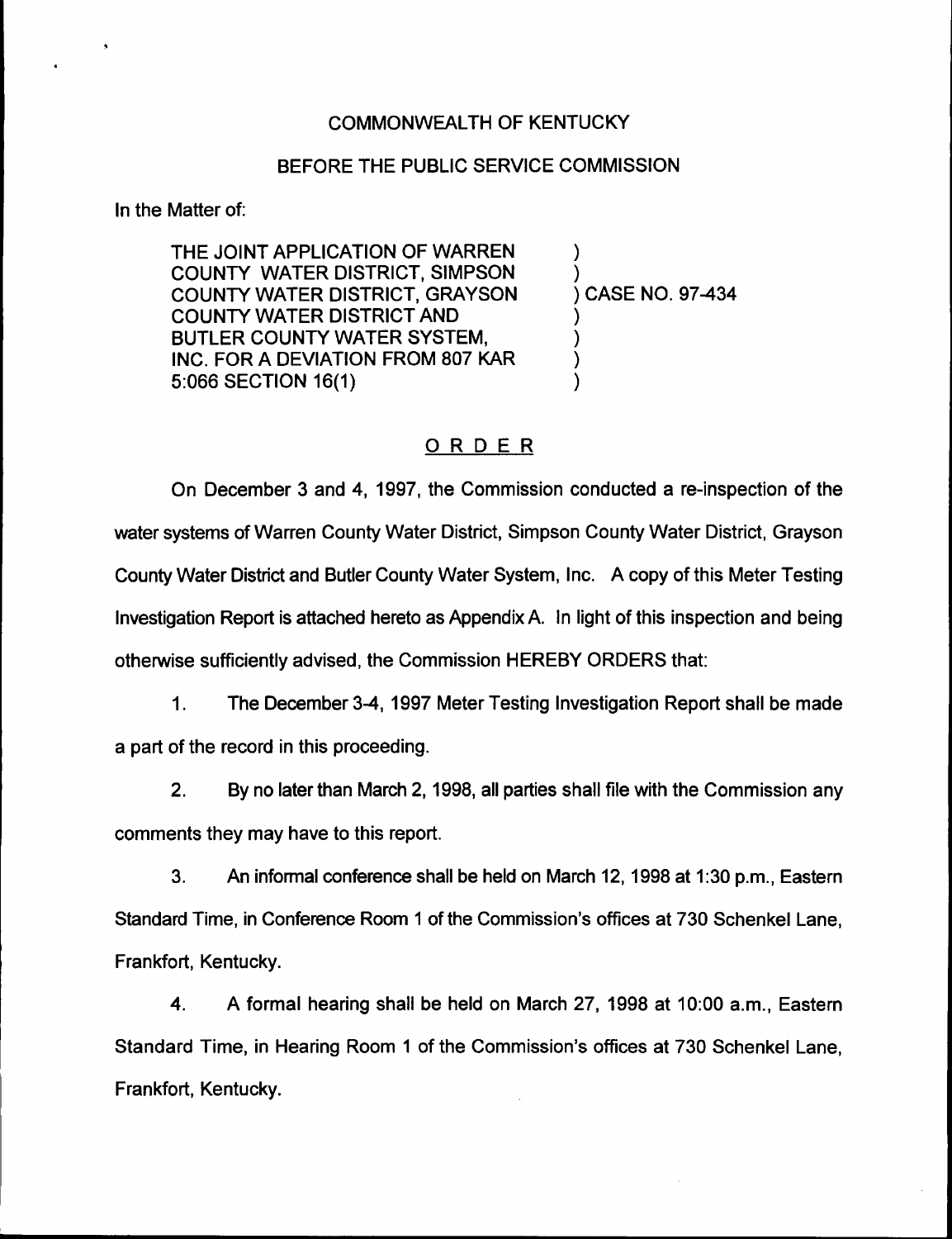COMMONWEALTH OF KENTUCKY

BEFORE THE PUBLIC SERVICE COMMISSION

In the Matter of:

| | | |
|---|---|---|
| THE JOINT APPLICATION OF WARREN COUNTY WATER DISTRICT, SIMPSON COUNTY WATER DISTRICT, GRAYSON COUNTY WATER DISTRICT AND BUTLER COUNTY WATER SYSTEM, INC. FOR A DEVIATION FROM 807 KAR 5:066 SECTION 16(1) | ) | CASE NO. 97-434 |

## ORDER

On December 3 and 4, 1997, the Commission conducted a re-inspection of the water systems of Warren County Water District, Simpson County Water District, Grayson County Water District and Butler County Water System, Inc. A copy of this Meter Testing Investigation Report is attached hereto as Appendix A. In light of this inspection and being otherwise sufficiently advised, the Commission HEREBY ORDERS that:

1. The December 3-4, 1997 Meter Testing Investigation Report shall be made a part of the record in this proceeding.

2. By no later than March 2, 1998, all parties shall file with the Commission any comments they may have to this report.

3. An informal conference shall be held on March 12, 1998 at 1:30 p.m., Eastern Standard Time, in Conference Room 1 of the Commission's offices at 730 Schenkel Lane, Frankfort, Kentucky.

4. A formal hearing shall be held on March 27, 1998 at 10:00 a.m., Eastern Standard Time, in Hearing Room 1 of the Commission's offices at 730 Schenkel Lane, Frankfort, Kentucky.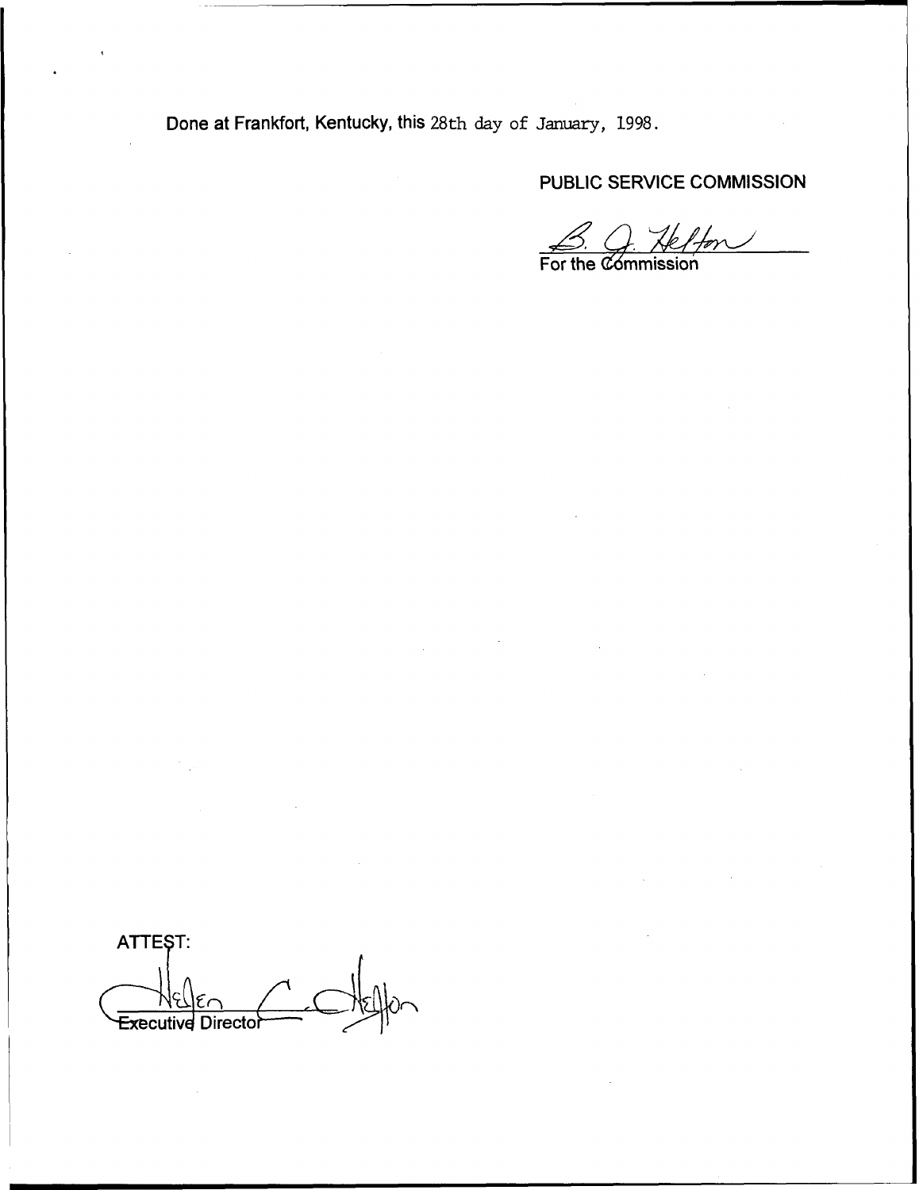Done at Frankfort, Kentucky, this 28th day of January, 1998.

PUBLIC SERVICE COMMISSION

For the Commission

ATTEST:

Executive Director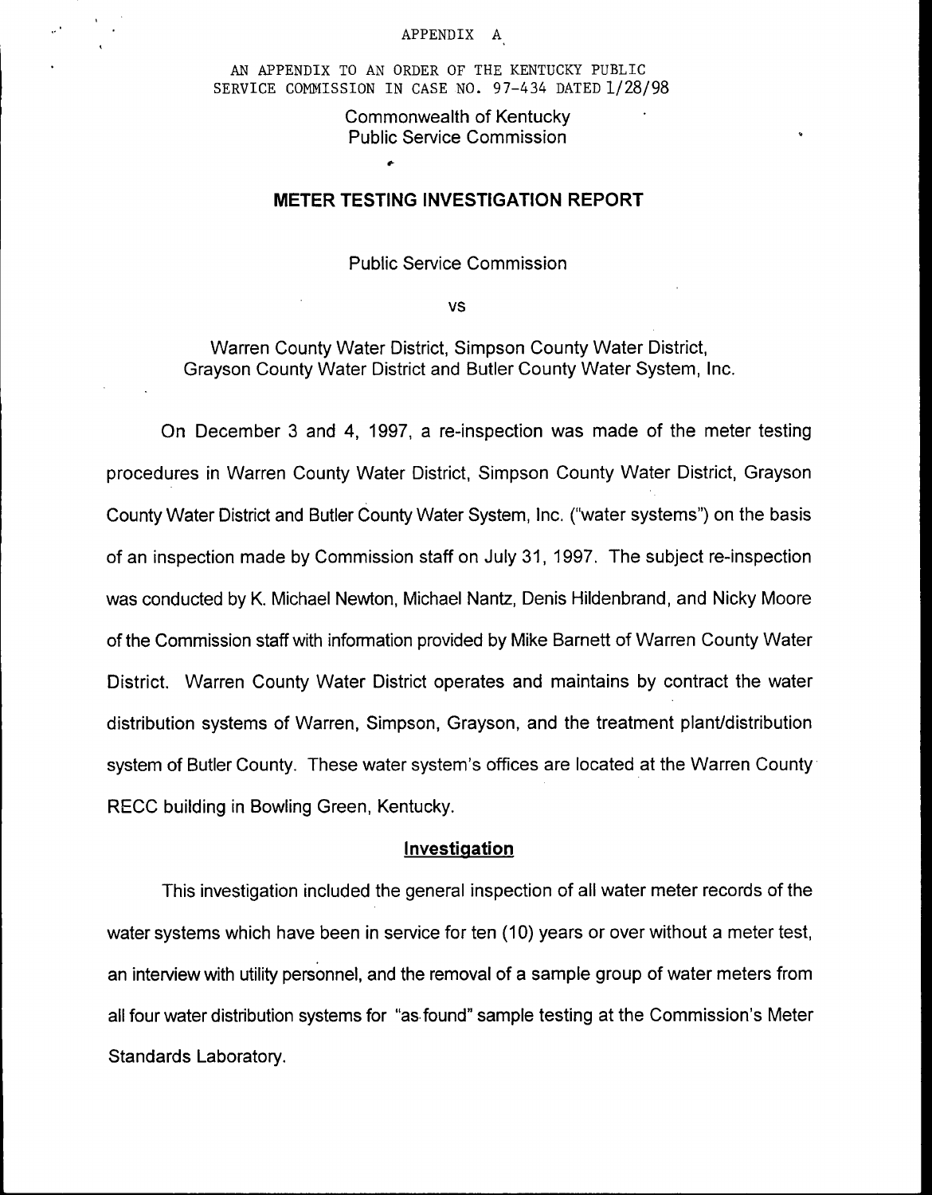APPENDIX A

AN APPENDIX TO AN ORDER OF THE KENTUCKY PUBLIC SERVICE COMMISSION IN CASE NO. 97-434 DATED 1/28/98

Commonwealth of Kentucky
Public Service Commission

# METER TESTING INVESTIGATION REPORT

Public Service Commission

vs

Warren County Water District, Simpson County Water District, Grayson County Water District and Butler County Water System, Inc.

On December 3 and 4, 1997, a re-inspection was made of the meter testing procedures in Warren County Water District, Simpson County Water District, Grayson County Water District and Butler County Water System, Inc. ("water systems") on the basis of an inspection made by Commission staff on July 31, 1997. The subject re-inspection was conducted by K. Michael Newton, Michael Nantz, Denis Hildenbrand, and Nicky Moore of the Commission staff with information provided by Mike Barnett of Warren County Water District. Warren County Water District operates and maintains by contract the water distribution systems of Warren, Simpson, Grayson, and the treatment plant/distribution system of Butler County. These water system's offices are located at the Warren County RECC building in Bowling Green, Kentucky.

## Investigation

This investigation included the general inspection of all water meter records of the water systems which have been in service for ten (10) years or over without a meter test, an interview with utility personnel, and the removal of a sample group of water meters from all four water distribution systems for "as found" sample testing at the Commission's Meter Standards Laboratory.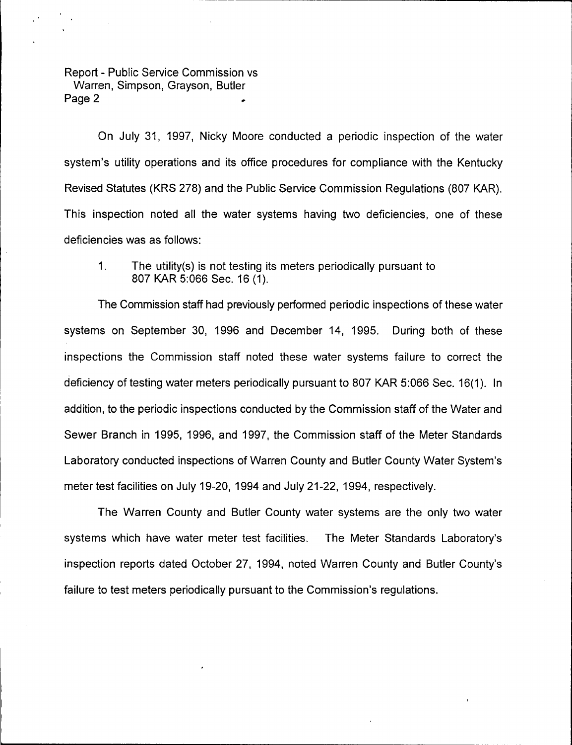On July 31, 1997, Nicky Moore conducted a periodic inspection of the water system's utility operations and its office procedures for compliance with the Kentucky Revised Statutes (KRS 278) and the Public Service Commission Regulations (807 KAR). This inspection noted all the water systems having two deficiencies, one of these deficiencies was as follows:

1. The utility(s) is not testing its meters periodically pursuant to 807 KAR 5:066 Sec. 16 (1).

The Commission staff had previously performed periodic inspections of these water systems on September 30, 1996 and December 14, 1995. During both of these inspections the Commission staff noted these water systems failure to correct the deficiency of testing water meters periodically pursuant to 807 KAR 5:066 Sec. 16(1). In addition, to the periodic inspections conducted by the Commission staff of the Water and Sewer Branch in 1995, 1996, and 1997, the Commission staff of the Meter Standards Laboratory conducted inspections of Warren County and Butler County Water System's meter test facilities on July 19-20, 1994 and July 21-22, 1994, respectively.

The Warren County and Butler County water systems are the only two water systems which have water meter test facilities. The Meter Standards Laboratory's inspection reports dated October 27, 1994, noted Warren County and Butler County's failure to test meters periodically pursuant to the Commission's regulations.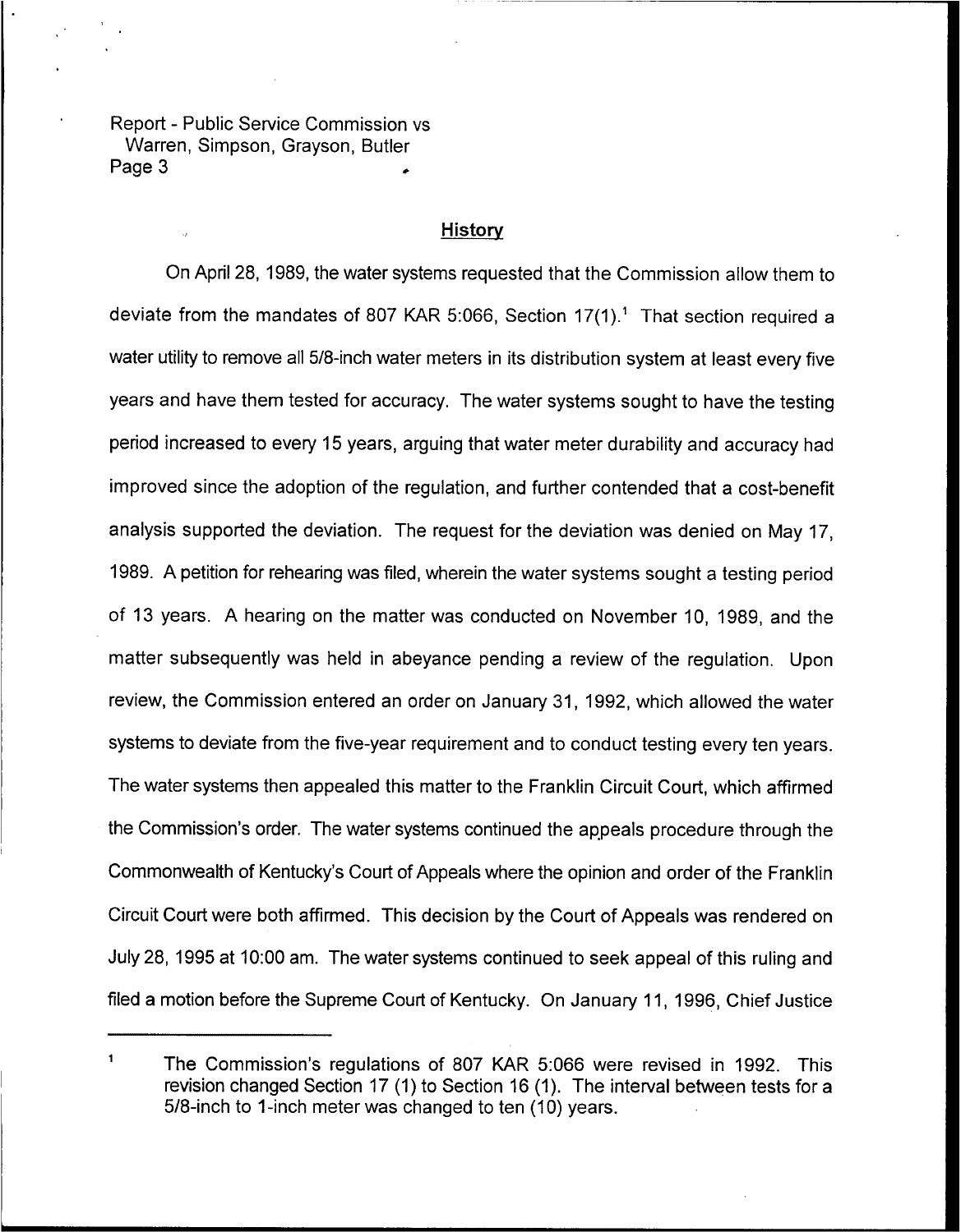## History

On April 28, 1989, the water systems requested that the Commission allow them to deviate from the mandates of 807 KAR 5:066, Section 17(1).[1] That section required a water utility to remove all 5/8-inch water meters in its distribution system at least every five years and have them tested for accuracy. The water systems sought to have the testing period increased to every 15 years, arguing that water meter durability and accuracy had improved since the adoption of the regulation, and further contended that a cost-benefit analysis supported the deviation. The request for the deviation was denied on May 17, 1989. A petition for rehearing was filed, wherein the water systems sought a testing period of 13 years. A hearing on the matter was conducted on November 10, 1989, and the matter subsequently was held in abeyance pending a review of the regulation. Upon review, the Commission entered an order on January 31, 1992, which allowed the water systems to deviate from the five-year requirement and to conduct testing every ten years. The water systems then appealed this matter to the Franklin Circuit Court, which affirmed the Commission's order. The water systems continued the appeals procedure through the Commonwealth of Kentucky's Court of Appeals where the opinion and order of the Franklin Circuit Court were both affirmed. This decision by the Court of Appeals was rendered on July 28, 1995 at 10:00 am. The water systems continued to seek appeal of this ruling and filed a motion before the Supreme Court of Kentucky. On January 11, 1996, Chief Justice

---

[1] The Commission's regulations of 807 KAR 5:066 were revised in 1992. This revision changed Section 17 (1) to Section 16 (1). The interval between tests for a 5/8-inch to 1-inch meter was changed to ten (10) years.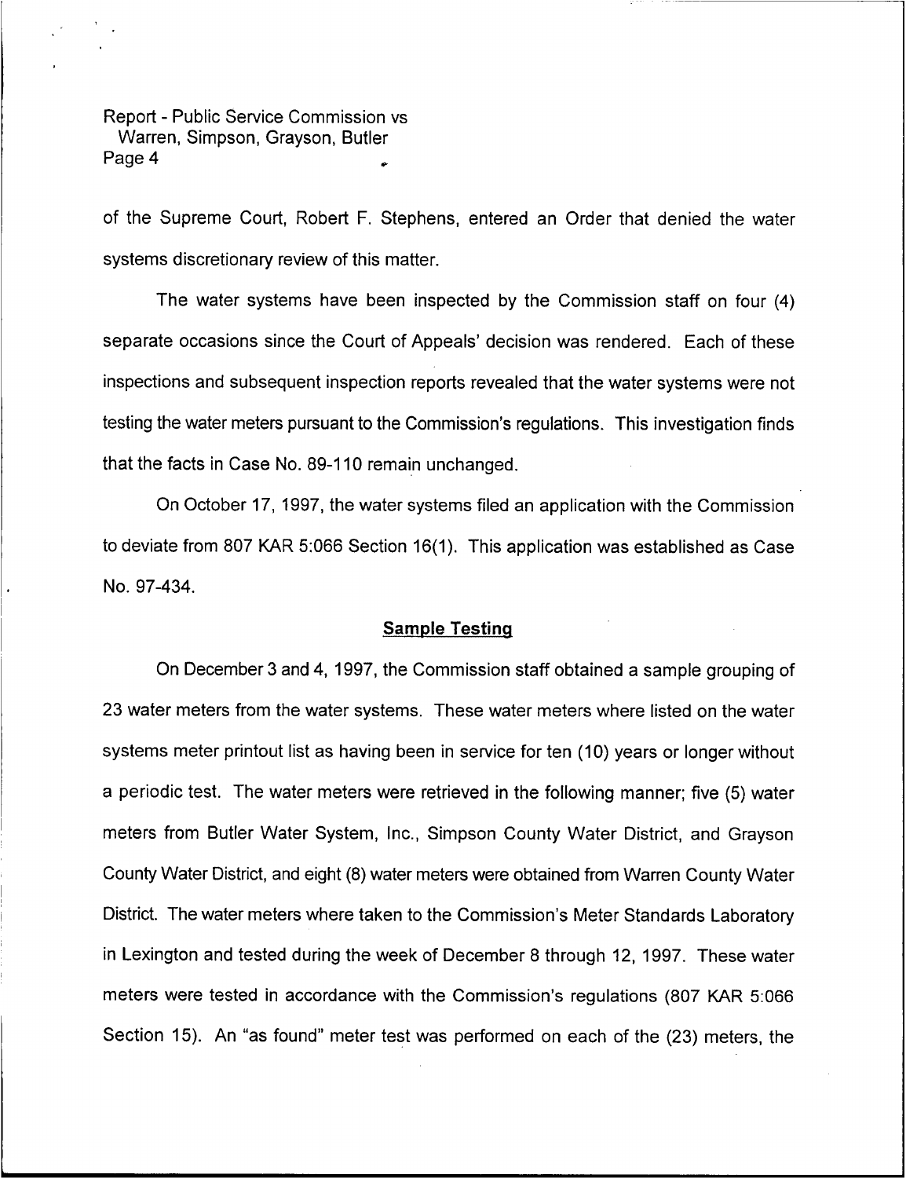of the Supreme Court, Robert F. Stephens, entered an Order that denied the water systems discretionary review of this matter.

The water systems have been inspected by the Commission staff on four (4) separate occasions since the Court of Appeals' decision was rendered. Each of these inspections and subsequent inspection reports revealed that the water systems were not testing the water meters pursuant to the Commission's regulations. This investigation finds that the facts in Case No. 89-110 remain unchanged.

On October 17, 1997, the water systems filed an application with the Commission to deviate from 807 KAR 5:066 Section 16(1). This application was established as Case No. 97-434.

## Sample Testing

On December 3 and 4, 1997, the Commission staff obtained a sample grouping of 23 water meters from the water systems. These water meters where listed on the water systems meter printout list as having been in service for ten (10) years or longer without a periodic test. The water meters were retrieved in the following manner; five (5) water meters from Butler Water System, Inc., Simpson County Water District, and Grayson County Water District, and eight (8) water meters were obtained from Warren County Water District. The water meters where taken to the Commission's Meter Standards Laboratory in Lexington and tested during the week of December 8 through 12, 1997. These water meters were tested in accordance with the Commission's regulations (807 KAR 5:066 Section 15). An "as found" meter test was performed on each of the (23) meters, the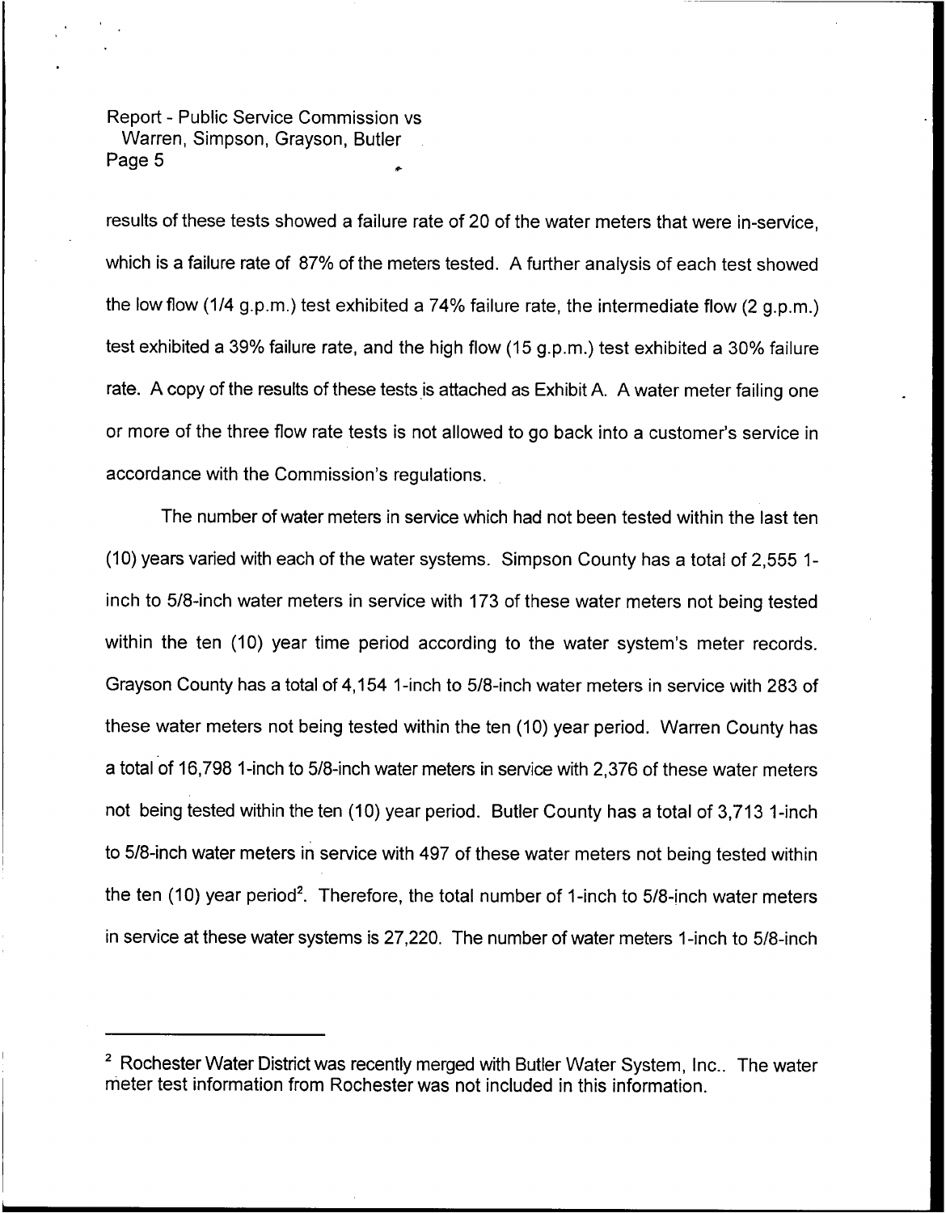results of these tests showed a failure rate of 20 of the water meters that were in-service, which is a failure rate of 87% of the meters tested. A further analysis of each test showed the low flow (1/4 g.p.m.) test exhibited a 74% failure rate, the intermediate flow (2 g.p.m.) test exhibited a 39% failure rate, and the high flow (15 g.p.m.) test exhibited a 30% failure rate. A copy of the results of these tests is attached as Exhibit A. A water meter failing one or more of the three flow rate tests is not allowed to go back into a customer's service in accordance with the Commission's regulations.

The number of water meters in service which had not been tested within the last ten (10) years varied with each of the water systems. Simpson County has a total of 2,555 1-inch to 5/8-inch water meters in service with 173 of these water meters not being tested within the ten (10) year time period according to the water system's meter records. Grayson County has a total of 4,154 1-inch to 5/8-inch water meters in service with 283 of these water meters not being tested within the ten (10) year period. Warren County has a total of 16,798 1-inch to 5/8-inch water meters in service with 2,376 of these water meters not being tested within the ten (10) year period. Butler County has a total of 3,713 1-inch to 5/8-inch water meters in service with 497 of these water meters not being tested within the ten (10) year period[2]. Therefore, the total number of 1-inch to 5/8-inch water meters in service at these water systems is 27,220. The number of water meters 1-inch to 5/8-inch

---

[2] Rochester Water District was recently merged with Butler Water System, Inc.. The water meter test information from Rochester was not included in this information.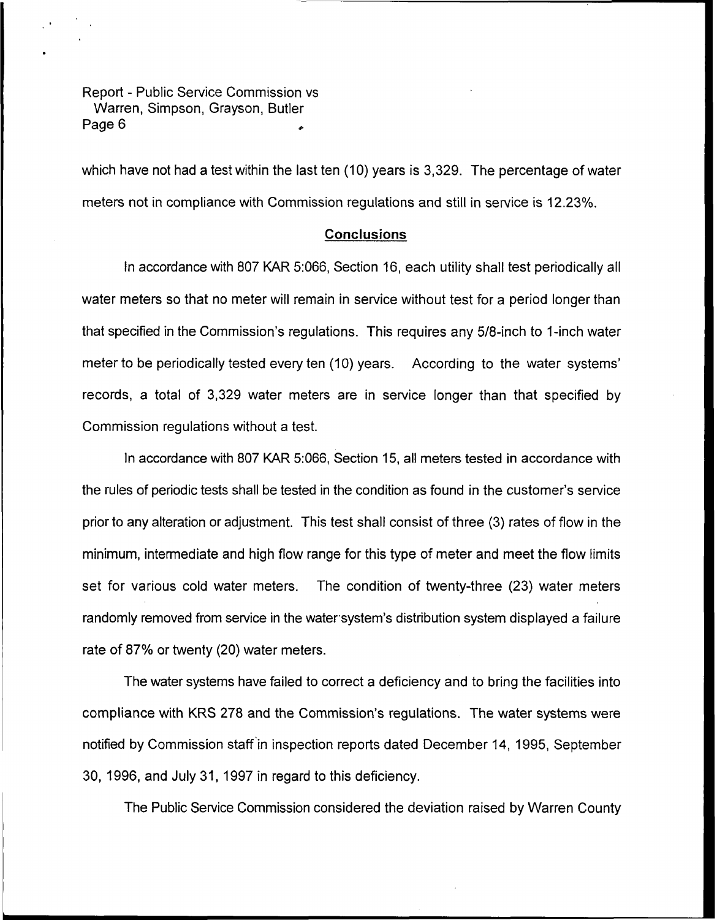which have not had a test within the last ten (10) years is 3,329. The percentage of water meters not in compliance with Commission regulations and still in service is 12.23%.

## Conclusions

In accordance with 807 KAR 5:066, Section 16, each utility shall test periodically all water meters so that no meter will remain in service without test for a period longer than that specified in the Commission's regulations. This requires any 5/8-inch to 1-inch water meter to be periodically tested every ten (10) years. According to the water systems' records, a total of 3,329 water meters are in service longer than that specified by Commission regulations without a test.

In accordance with 807 KAR 5:066, Section 15, all meters tested in accordance with the rules of periodic tests shall be tested in the condition as found in the customer's service prior to any alteration or adjustment. This test shall consist of three (3) rates of flow in the minimum, intermediate and high flow range for this type of meter and meet the flow limits set for various cold water meters. The condition of twenty-three (23) water meters randomly removed from service in the water system's distribution system displayed a failure rate of 87% or twenty (20) water meters.

The water systems have failed to correct a deficiency and to bring the facilities into compliance with KRS 278 and the Commission's regulations. The water systems were notified by Commission staff in inspection reports dated December 14, 1995, September 30, 1996, and July 31, 1997 in regard to this deficiency.

The Public Service Commission considered the deviation raised by Warren County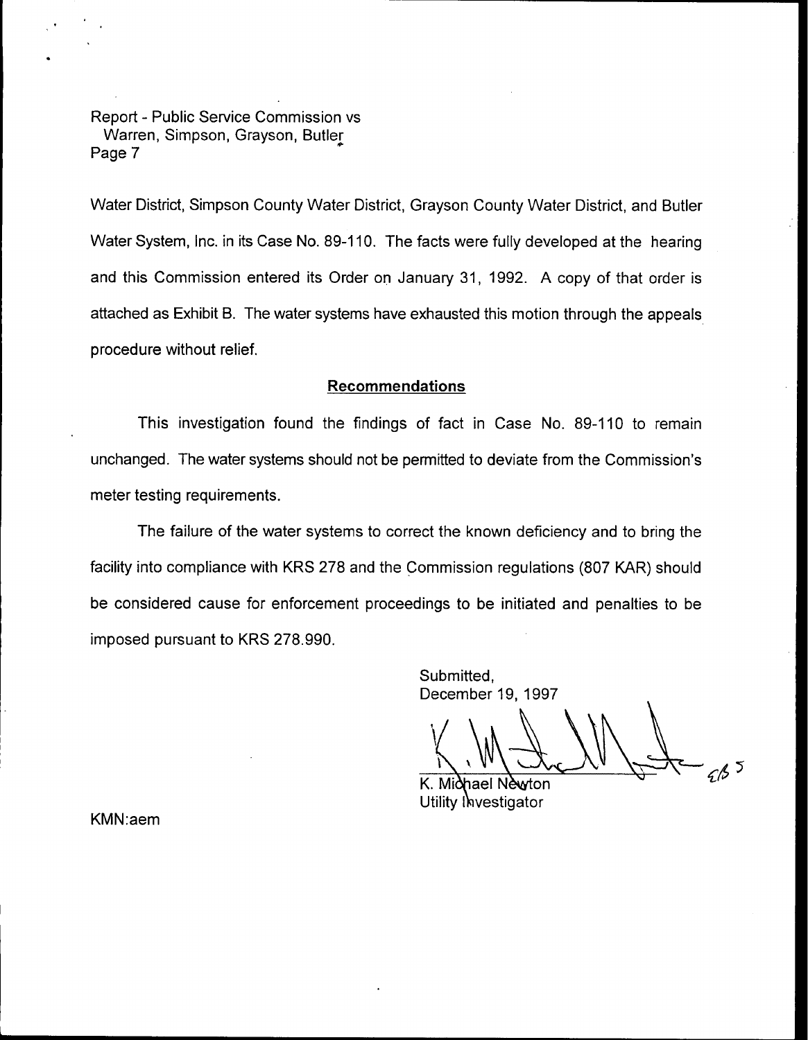Water District, Simpson County Water District, Grayson County Water District, and Butler Water System, Inc. in its Case No. 89-110. The facts were fully developed at the hearing and this Commission entered its Order on January 31, 1992. A copy of that order is attached as Exhibit B. The water systems have exhausted this motion through the appeals procedure without relief.

## Recommendations

This investigation found the findings of fact in Case No. 89-110 to remain unchanged. The water systems should not be permitted to deviate from the Commission's meter testing requirements.

The failure of the water systems to correct the known deficiency and to bring the facility into compliance with KRS 278 and the Commission regulations (807 KAR) should be considered cause for enforcement proceedings to be initiated and penalties to be imposed pursuant to KRS 278.990.

Submitted,
December 19, 1997

K. Michael Newton
Utility Investigator

KMN:aem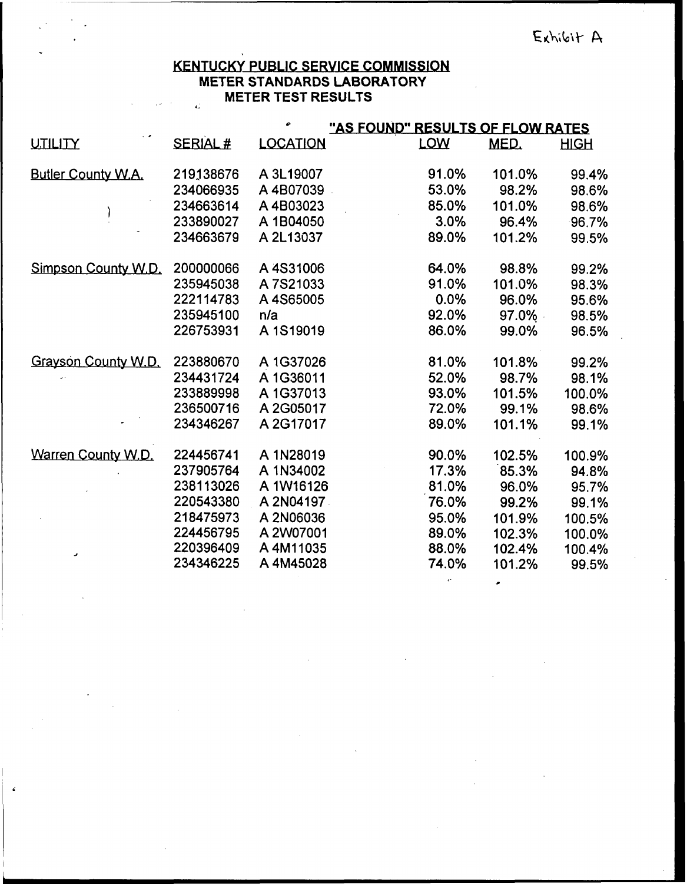Exhibit A

# KENTUCKY PUBLIC SERVICE COMMISSION
## METER STANDARDS LABORATORY
## METER TEST RESULTS

| UTILITY | SERIAL # | LOCATION | "AS FOUND" RESULTS OF FLOW RATES LOW | MED. | HIGH |
|---|---|---|---|---|---|
| Butler County W.A. | 219138676 | A 3L19007 | 91.0% | 101.0% | 99.4% |
| | 234066935 | A 4B07039 | 53.0% | 98.2% | 98.6% |
| | 234663614 | A 4B03023 | 85.0% | 101.0% | 98.6% |
| | 233890027 | A 1B04050 | 3.0% | 96.4% | 96.7% |
| | 234663679 | A 2L13037 | 89.0% | 101.2% | 99.5% |
| Simpson County W.D. | 200000066 | A 4S31006 | 64.0% | 98.8% | 99.2% |
| | 235945038 | A 7S21033 | 91.0% | 101.0% | 98.3% |
| | 222114783 | A 4S65005 | 0.0% | 96.0% | 95.6% |
| | 235945100 | n/a | 92.0% | 97.0% | 98.5% |
| | 226753931 | A 1S19019 | 86.0% | 99.0% | 96.5% |
| Grayson County W.D. | 223880670 | A 1G37026 | 81.0% | 101.8% | 99.2% |
| | 234431724 | A 1G36011 | 52.0% | 98.7% | 98.1% |
| | 233889998 | A 1G37013 | 93.0% | 101.5% | 100.0% |
| | 236500716 | A 2G05017 | 72.0% | 99.1% | 98.6% |
| | 234346267 | A 2G17017 | 89.0% | 101.1% | 99.1% |
| Warren County W.D. | 224456741 | A 1N28019 | 90.0% | 102.5% | 100.9% |
| | 237905764 | A 1N34002 | 17.3% | 85.3% | 94.8% |
| | 238113026 | A 1W16126 | 81.0% | 96.0% | 95.7% |
| | 220543380 | A 2N04197 | 76.0% | 99.2% | 99.1% |
| | 218475973 | A 2N06036 | 95.0% | 101.9% | 100.5% |
| | 224456795 | A 2W07001 | 89.0% | 102.3% | 100.0% |
| | 220396409 | A 4M11035 | 88.0% | 102.4% | 100.4% |
| | 234346225 | A 4M45028 | 74.0% | 101.2% | 99.5% |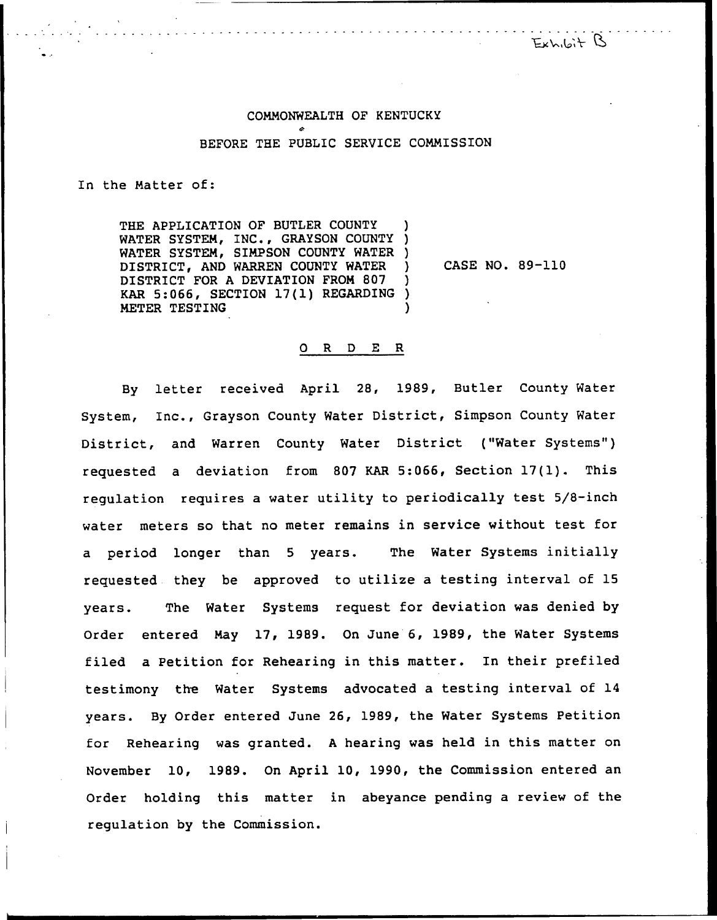Exhibit B

COMMONWEALTH OF KENTUCKY

BEFORE THE PUBLIC SERVICE COMMISSION

In the Matter of:

THE APPLICATION OF BUTLER COUNTY WATER SYSTEM, INC., GRAYSON COUNTY WATER SYSTEM, SIMPSON COUNTY WATER DISTRICT, AND WARREN COUNTY WATER DISTRICT FOR A DEVIATION FROM 807 KAR 5:066, SECTION 17(1) REGARDING METER TESTING

CASE NO. 89-110

## O R D E R

By letter received April 28, 1989, Butler County Water System, Inc., Grayson County Water District, Simpson County Water District, and Warren County Water District ("Water Systems") requested a deviation from 807 KAR 5:066, Section 17(1). This regulation requires a water utility to periodically test 5/8-inch water meters so that no meter remains in service without test for a period longer than 5 years. The Water Systems initially requested they be approved to utilize a testing interval of 15 years. The Water Systems request for deviation was denied by Order entered May 17, 1989. On June 6, 1989, the Water Systems filed a Petition for Rehearing in this matter. In their prefiled testimony the Water Systems advocated a testing interval of 14 years. By Order entered June 26, 1989, the Water Systems Petition for Rehearing was granted. A hearing was held in this matter on November 10, 1989. On April 10, 1990, the Commission entered an Order holding this matter in abeyance pending a review of the regulation by the Commission.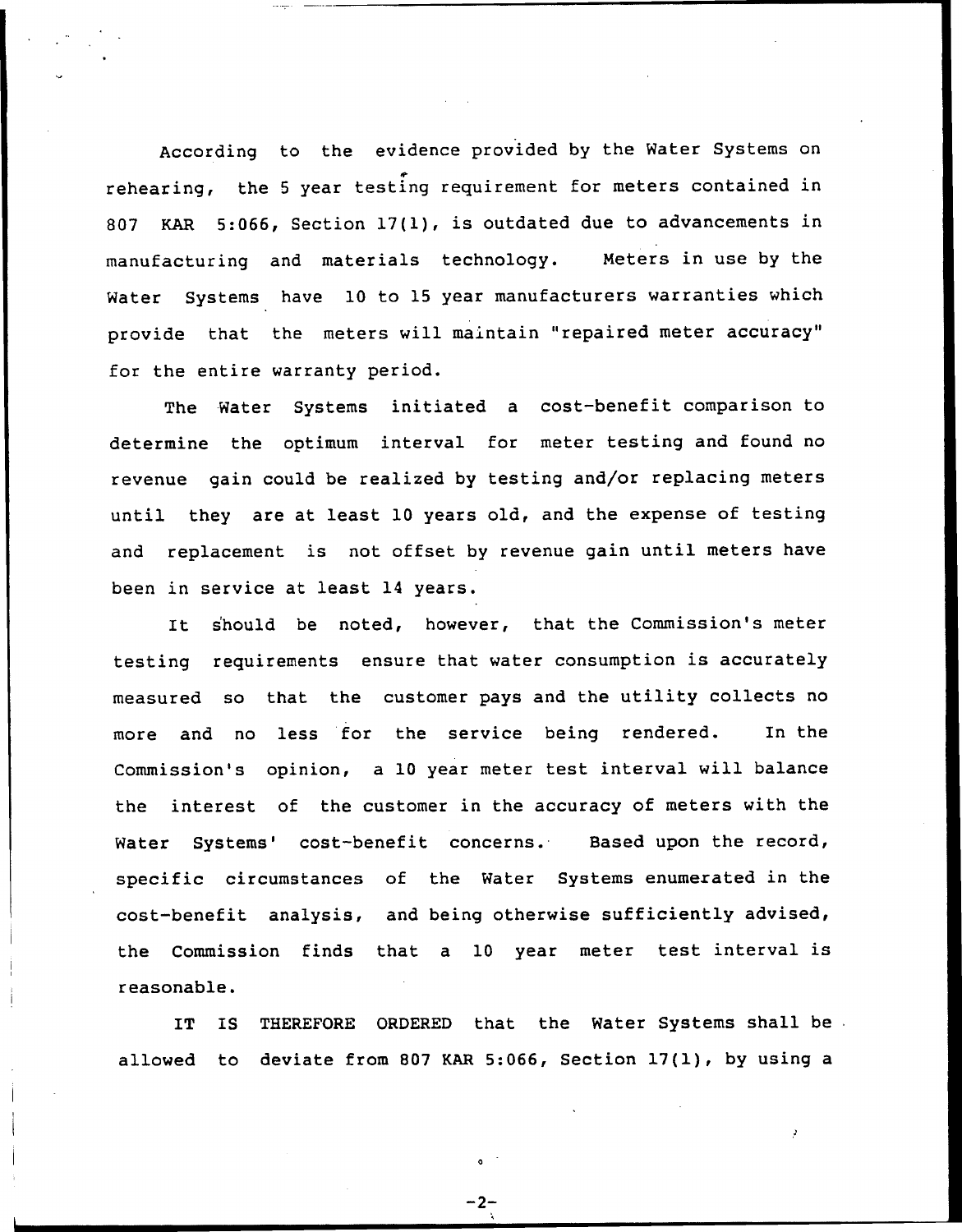According to the evidence provided by the Water Systems on rehearing, the 5 year testing requirement for meters contained in 807 KAR 5:066, Section 17(1), is outdated due to advancements in manufacturing and materials technology. Meters in use by the Water Systems have 10 to 15 year manufacturers warranties which provide that the meters will maintain "repaired meter accuracy" for the entire warranty period.

The Water Systems initiated a cost-benefit comparison to determine the optimum interval for meter testing and found no revenue gain could be realized by testing and/or replacing meters until they are at least 10 years old, and the expense of testing and replacement is not offset by revenue gain until meters have been in service at least 14 years.

It should be noted, however, that the Commission's meter testing requirements ensure that water consumption is accurately measured so that the customer pays and the utility collects no more and no less for the service being rendered. In the Commission's opinion, a 10 year meter test interval will balance the interest of the customer in the accuracy of meters with the Water Systems' cost-benefit concerns. Based upon the record, specific circumstances of the Water Systems enumerated in the cost-benefit analysis, and being otherwise sufficiently advised, the Commission finds that a 10 year meter test interval is reasonable.

IT IS THEREFORE ORDERED that the Water Systems shall be allowed to deviate from 807 KAR 5:066, Section 17(1), by using a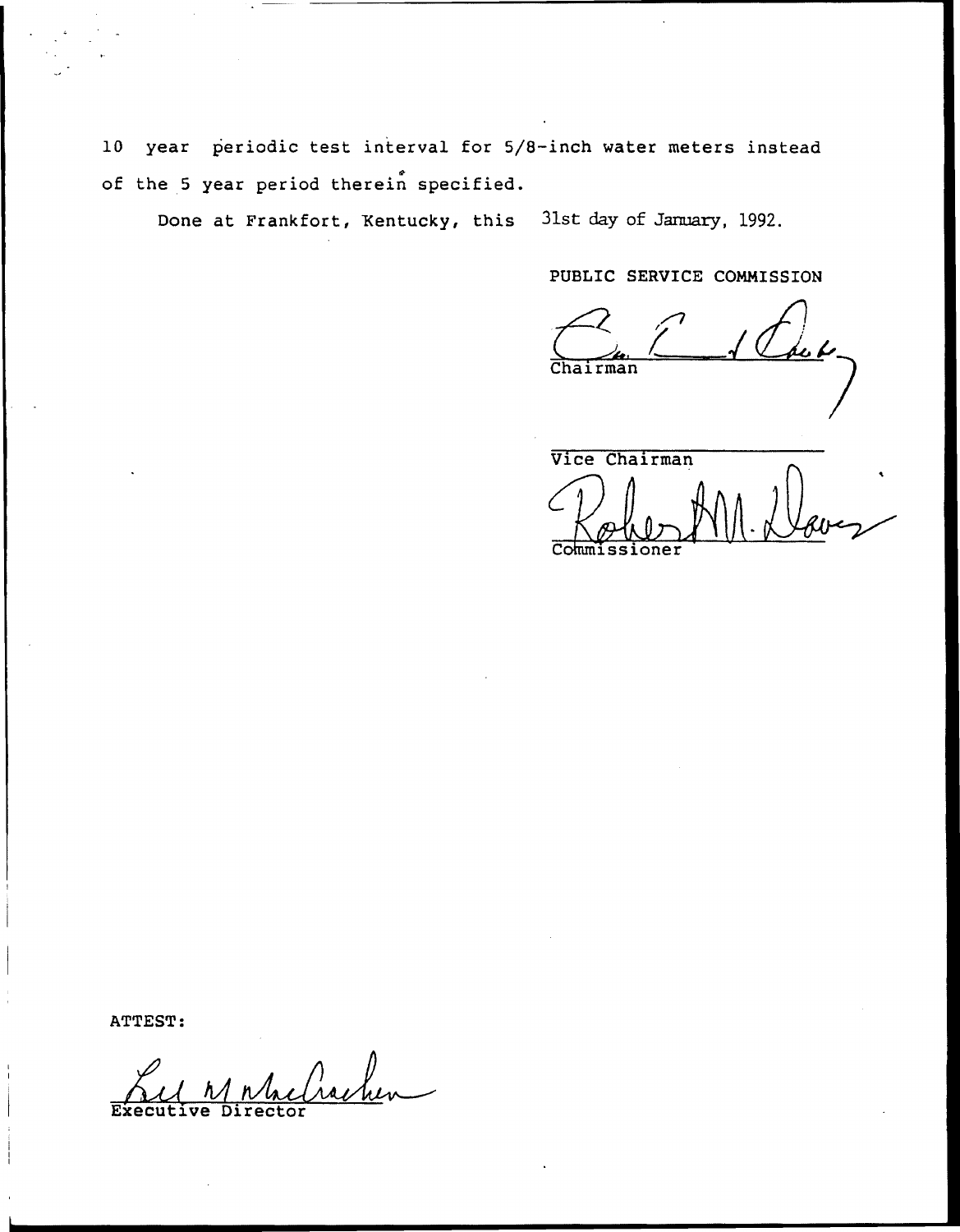10 year periodic test interval for 5/8-inch water meters instead of the 5 year period therein specified.

Done at Frankfort, Kentucky, this 31st day of January, 1992.

PUBLIC SERVICE COMMISSION

Chairman

Vice Chairman

Commissioner

ATTEST:

Executive Director